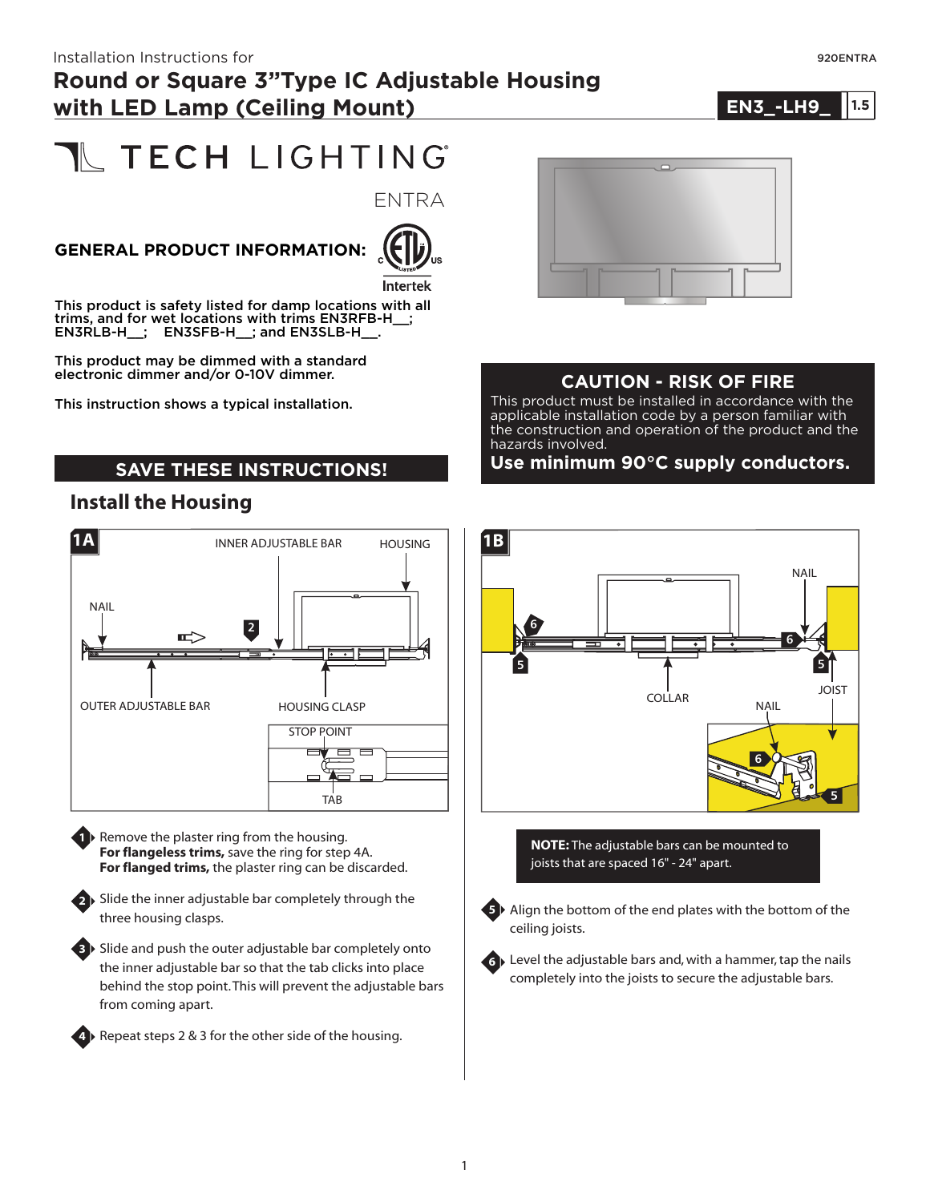Installation Instructions for

# Round or Square 3”Type IC Adjustable Housing with LED Lamp (Ceiling Mount)

920ENTRA

EN3_-LH9_ 1.5

TECH LIGHTING

ENTRA

## GENERAL PRODUCT INFORMATION:

This product is safety listed for damp locations with all trims, and for wet locations with trims EN3RFB-H__; EN3RLB-H__; EN3SFB-H__; and EN3SLB-H__.

This product may be dimmed with a standard electronic dimmer and/or 0-10V dimmer.

This instruction shows a typical installation.

**SAVE THESE INSTRUCTIONS!**

**CAUTION - RISK OF FIRE**

This product must be installed in accordance with the applicable installation code by a person familiar with the construction and operation of the product and the hazards involved.

**Use minimum 90°C supply conductors.**

## Install the Housing

1A

INNER ADJUSTABLE BAR
HOUSING
NAIL
OUTER ADJUSTABLE BAR
HOUSING CLASP
STOP POINT
TAB

1. Remove the plaster ring from the housing.
   **For flangeless trims,** save the ring for step 4A.
   **For flanged trims,** the plaster ring can be discarded.
2. Slide the inner adjustable bar completely through the three housing clasps.
3. Slide and push the outer adjustable bar completely onto the inner adjustable bar so that the tab clicks into place behind the stop point. This will prevent the adjustable bars from coming apart.
4. Repeat steps 2 & 3 for the other side of the housing.

1B

NAIL
COLLAR
JOIST
NAIL

**NOTE:** The adjustable bars can be mounted to joists that are spaced 16" - 24" apart.

5. Align the bottom of the end plates with the bottom of the ceiling joists.
6. Level the adjustable bars and, with a hammer, tap the nails completely into the joists to secure the adjustable bars.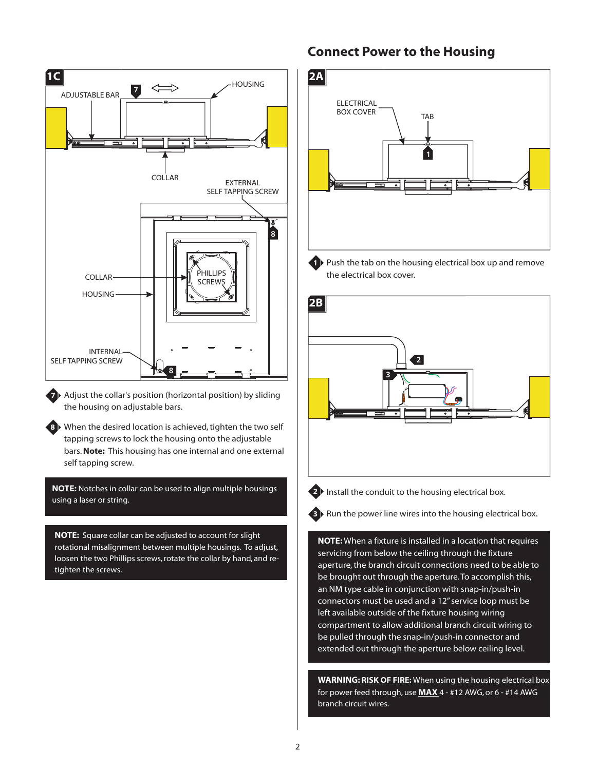## Connect Power to the Housing

1C

ADJUSTABLE BAR

7

HOUSING

COLLAR

EXTERNAL SELF TAPPING SCREW

8

COLLAR

HOUSING

PHILLIPS SCREWS

INTERNAL SELF TAPPING SCREW

8

7 Adjust the collar's position (horizontal position) by sliding the housing on adjustable bars.

8 When the desired location is achieved, tighten the two self tapping screws to lock the housing onto the adjustable bars. **Note:** This housing has one internal and one external self tapping screw.

**NOTE:** Notches in collar can be used to align multiple housings using a laser or string.

**NOTE:** Square collar can be adjusted to account for slight rotational misalignment between multiple housings. To adjust, loosen the two Phillips screws, rotate the collar by hand, and re-tighten the screws.

2A

ELECTRICAL BOX COVER

TAB

1

1 Push the tab on the housing electrical box up and remove the electrical box cover.

2B

2

3

2 Install the conduit to the housing electrical box.

3 Run the power line wires into the housing electrical box.

**NOTE:** When a fixture is installed in a location that requires servicing from below the ceiling through the fixture aperture, the branch circuit connections need to be able to be brought out through the aperture. To accomplish this, an NM type cable in conjunction with snap-in/push-in connectors must be used and a 12" service loop must be left available outside of the fixture housing wiring compartment to allow additional branch circuit wiring to be pulled through the snap-in/push-in connector and extended out through the aperture below ceiling level.

**WARNING: RISK OF FIRE:** When using the housing electrical box for power feed through, use **MAX** 4 - #12 AWG, or 6 - #14 AWG branch circuit wires.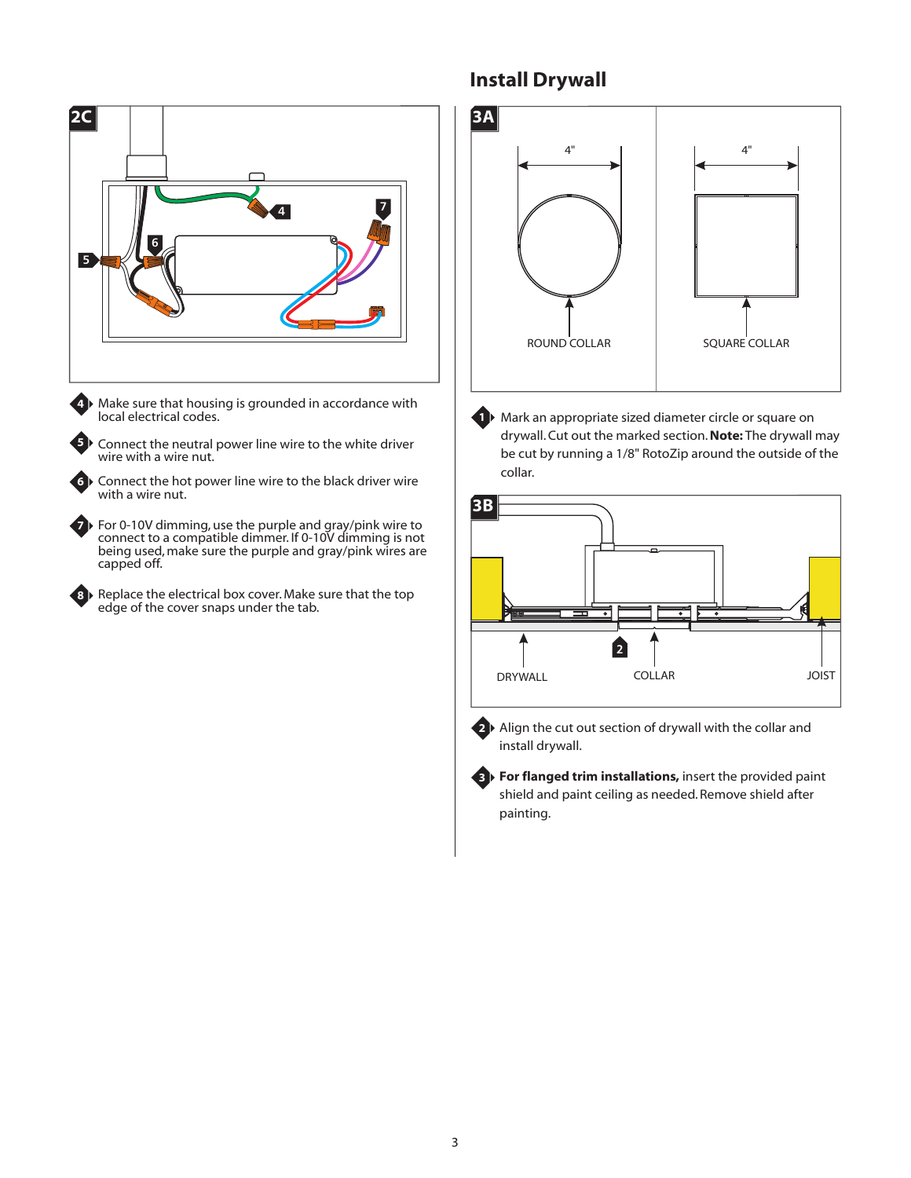2C

4. Make sure that housing is grounded in accordance with local electrical codes.
5. Connect the neutral power line wire to the white driver wire with a wire nut.
6. Connect the hot power line wire to the black driver wire with a wire nut.
7. For 0-10V dimming, use the purple and gray/pink wire to connect to a compatible dimmer. If 0-10V dimming is not being used, make sure the purple and gray/pink wires are capped off.
8. Replace the electrical box cover. Make sure that the top edge of the cover snaps under the tab.

## Install Drywall

3A

4"

ROUND COLLAR

4"

SQUARE COLLAR

1. Mark an appropriate sized diameter circle or square on drywall. Cut out the marked section. **Note:** The drywall may be cut by running a 1/8" RotoZip around the outside of the collar.

3B

DRYWALL

COLLAR

JOIST

2. Align the cut out section of drywall with the collar and install drywall.
3. **For flanged trim installations,** insert the provided paint shield and paint ceiling as needed. Remove shield after painting.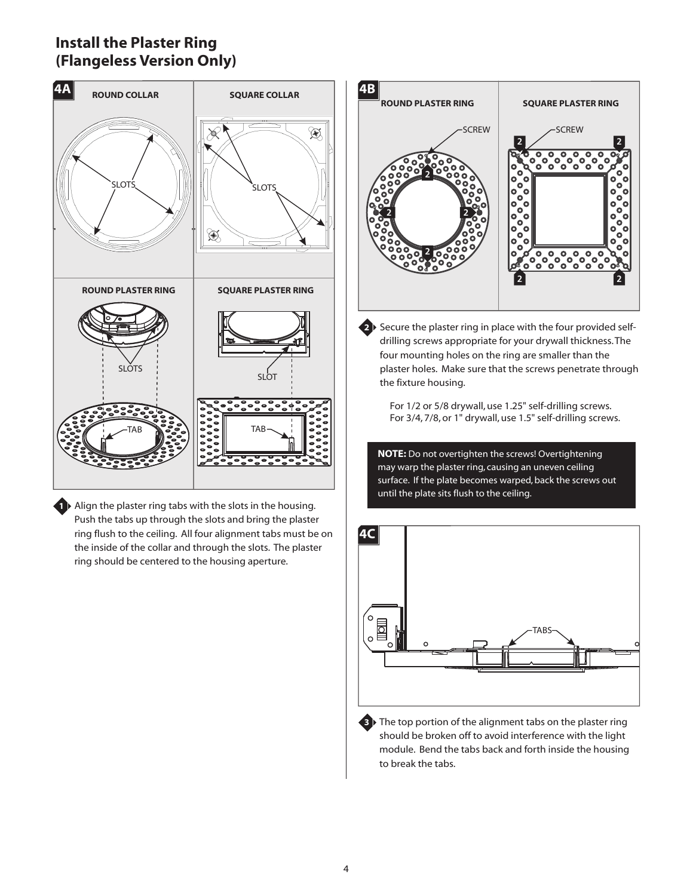# Install the Plaster Ring (Flangeless Version Only)

**4A**

ROUND COLLAR

SLOTS

SQUARE COLLAR

SLOTS

ROUND PLASTER RING

SLOTS

TAB

SQUARE PLASTER RING

SLOT

TAB

1. Align the plaster ring tabs with the slots in the housing. Push the tabs up through the slots and bring the plaster ring flush to the ceiling. All four alignment tabs must be on the inside of the collar and through the slots. The plaster ring should be centered to the housing aperture.

**4B**

ROUND PLASTER RING

SCREW

2 2 2 2

SQUARE PLASTER RING

SCREW

2 2 2 2

2. Secure the plaster ring in place with the four provided self-drilling screws appropriate for your drywall thickness. The four mounting holes on the ring are smaller than the plaster holes. Make sure that the screws penetrate through the fixture housing.

   For 1/2 or 5/8 drywall, use 1.25" self-drilling screws.
   For 3/4, 7/8, or 1" drywall, use 1.5" self-drilling screws.

**NOTE:** Do not overtighten the screws! Overtightening may warp the plaster ring, causing an uneven ceiling surface. If the plate becomes warped, back the screws out until the plate sits flush to the ceiling.

**4C**

TABS

3. The top portion of the alignment tabs on the plaster ring should be broken off to avoid interference with the light module. Bend the tabs back and forth inside the housing to break the tabs.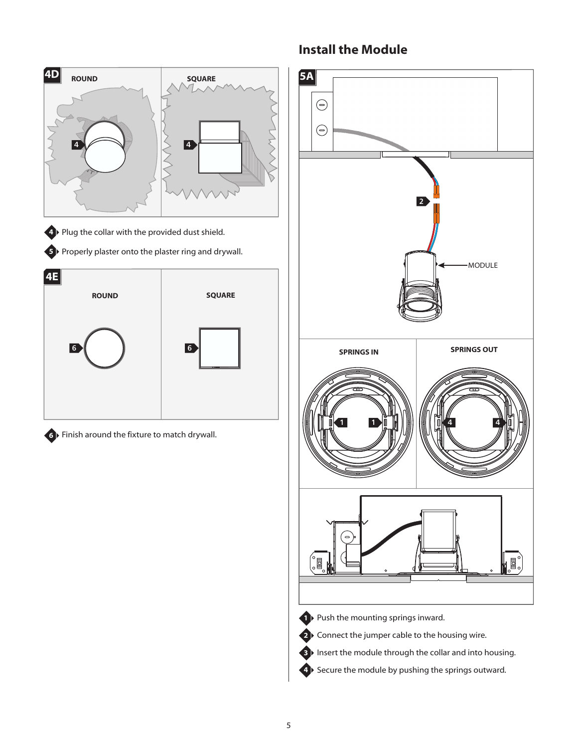**4D**

ROUND

SQUARE

4 Plug the collar with the provided dust shield.

5 Properly plaster onto the plaster ring and drywall.

**4E**

ROUND

SQUARE

6 Finish around the fixture to match drywall.

## Install the Module

**5A**

MODULE

SPRINGS IN

SPRINGS OUT

1 Push the mounting springs inward.

2 Connect the jumper cable to the housing wire.

3 Insert the module through the collar and into housing.

4 Secure the module by pushing the springs outward.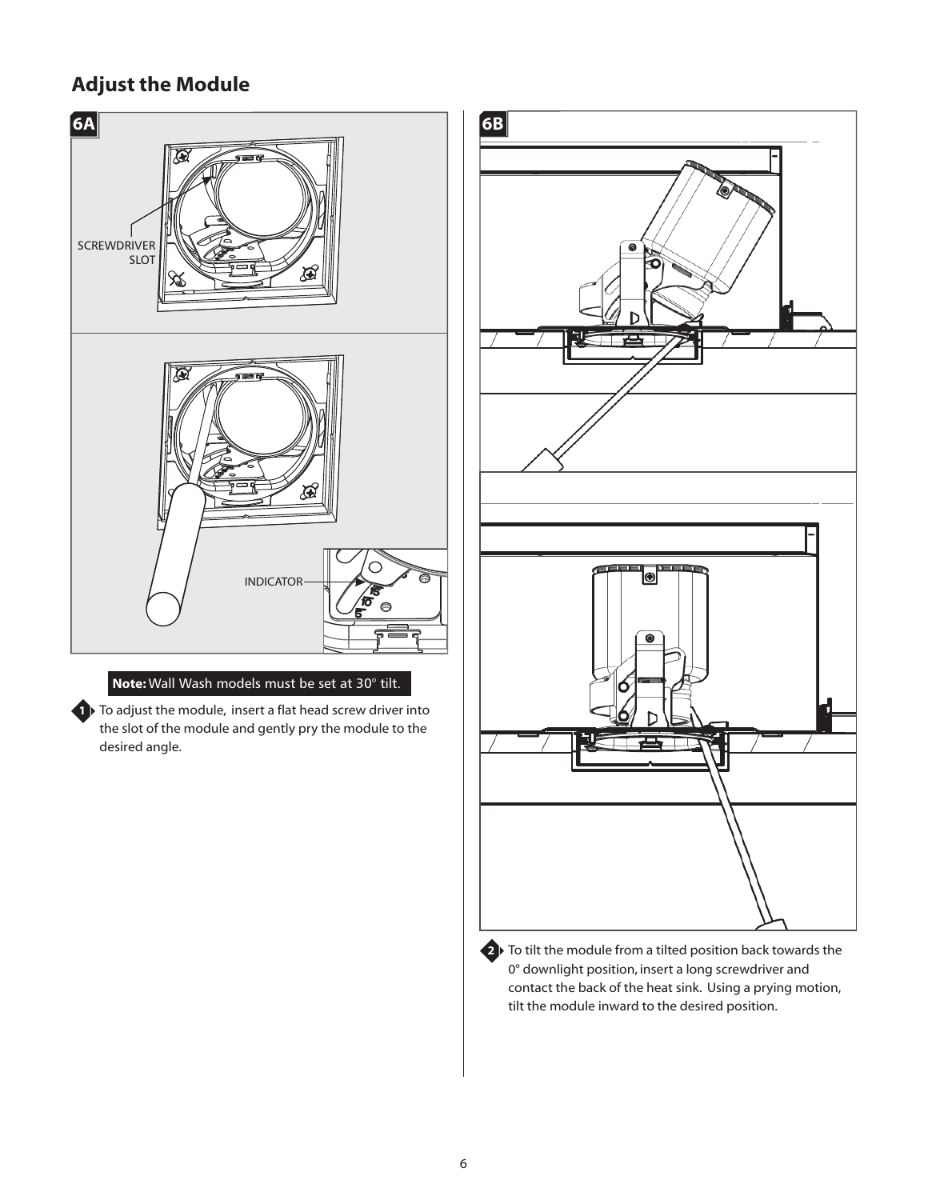## Adjust the Module

6A

SCREWDRIVER SLOT

INDICATOR

**Note:** Wall Wash models must be set at 30° tilt.

1. To adjust the module, insert a flat head screw driver into the slot of the module and gently pry the module to the desired angle.

6B

2. To tilt the module from a tilted position back towards the 0° downlight position, insert a long screwdriver and contact the back of the heat sink. Using a prying motion, tilt the module inward to the desired position.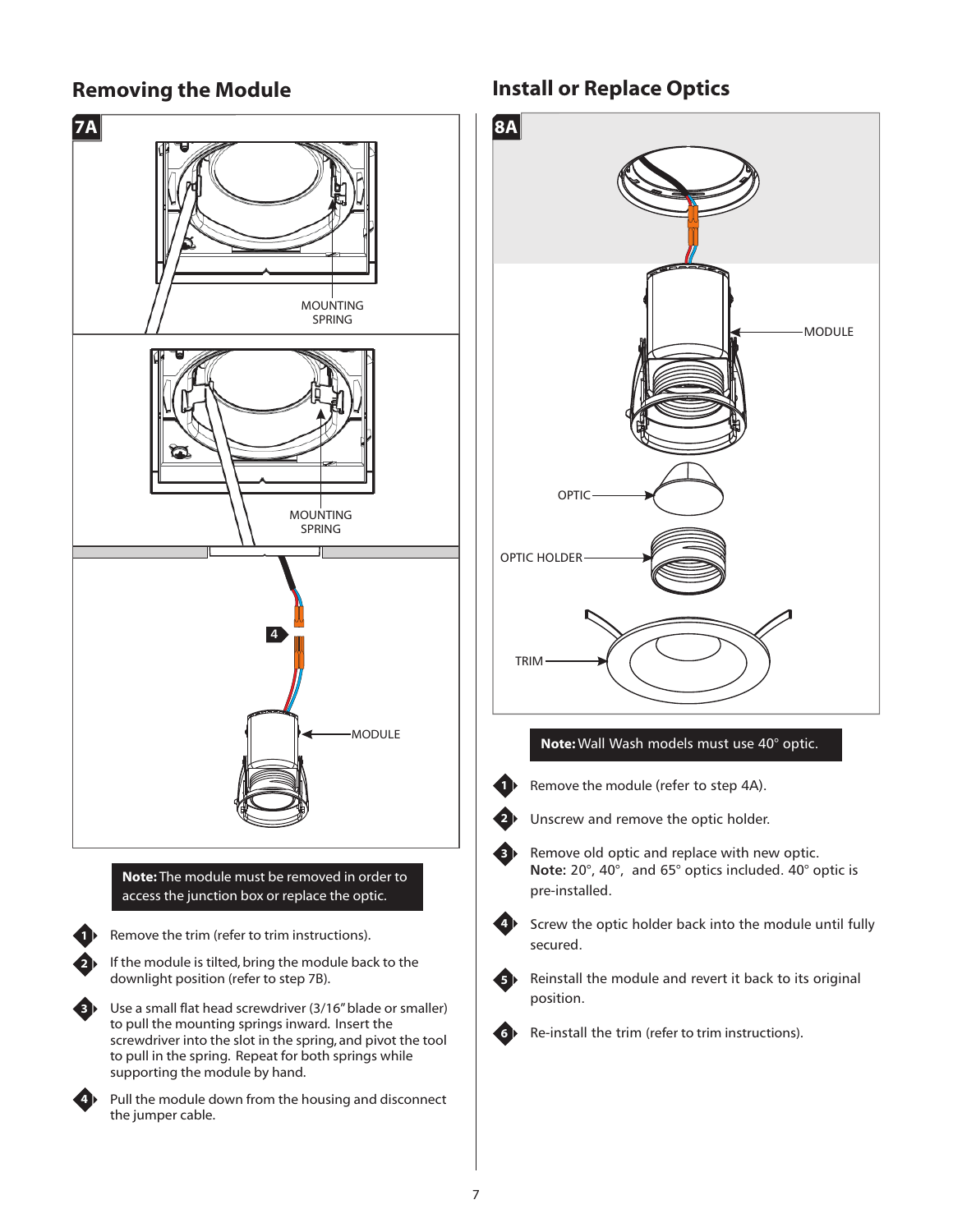## Removing the Model

7A

MOUNTING SPRING

MOUNTING SPRING

4

MODULE

**Note:** The module must be removed in order to access the junction box or replace the optic.

1. Remove the trim (refer to trim instructions).
2. If the module is tilted, bring the module back to the downlight position (refer to step 7B).
3. Use a small flat head screwdriver (3/16" blade or smaller) to pull the mounting springs inward. Insert the screwdriver into the slot in the spring, and pivot the tool to pull in the spring. Repeat for both springs while supporting the module by hand.
4. Pull the module down from the housing and disconnect the jumper cable.

## Install or Replace Optics

8A

MODULE

OPTIC

OPTIC HOLDER

TRIM

**Note:** Wall Wash models must use 40° optic.

1. Remove the module (refer to step 4A).
2. Unscrew and remove the optic holder.
3. Remove old optic and replace with new optic.
   **Note:** 20°, 40°, and 65° optics included. 40° optic is pre-installed.
4. Screw the optic holder back into the module until fully secured.
5. Reinstall the module and revert it back to its original position.
6. Re-install the trim (refer to trim instructions).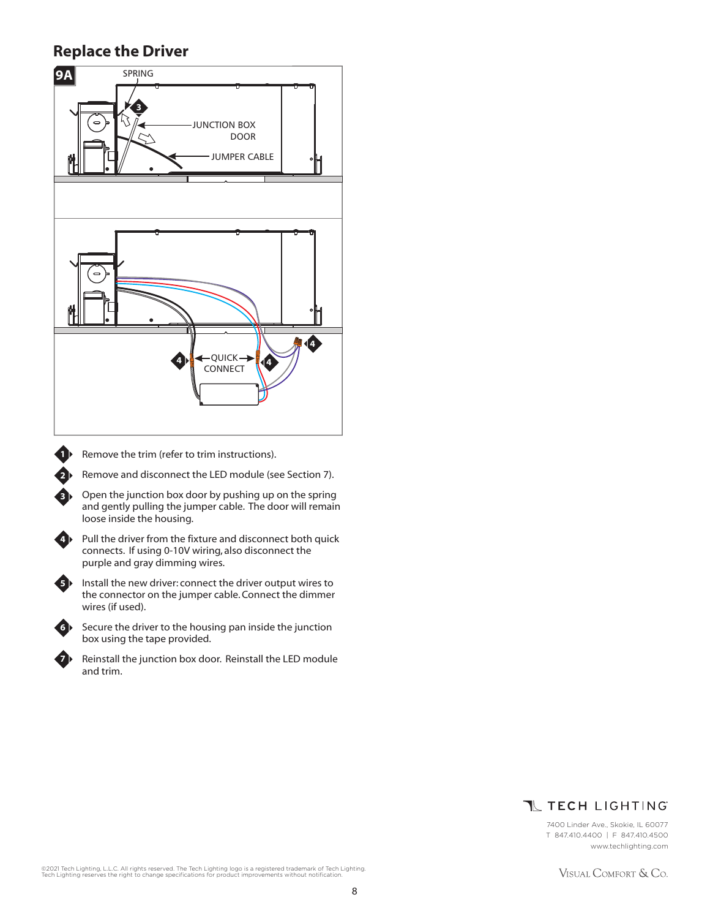## Replace the Driver

9A

SPRING

JUNCTION BOX DOOR

JUMPER CABLE

QUICK CONNECT

1. Remove the trim (refer to trim instructions).
2. Remove and disconnect the LED module (see Section 7).
3. Open the junction box door by pushing up on the spring and gently pulling the jumper cable. The door will remain loose inside the housing.
4. Pull the driver from the fixture and disconnect both quick connects. If using 0-10V wiring, also disconnect the purple and gray dimming wires.
5. Install the new driver: connect the driver output wires to the connector on the jumper cable. Connect the dimmer wires (if used).
6. Secure the driver to the housing pan inside the junction box using the tape provided.
7. Reinstall the junction box door. Reinstall the LED module and trim.

TECH LIGHTING

7400 Linder Ave., Skokie, IL 60077
T 847.410.4400 | F 847.410.4500
www.techlighting.com

©2021 Tech Lighting, L.L.C. All rights reserved. The Tech Lighting logo is a registered trademark of Tech Lighting.
Tech Lighting reserves the right to change specifications for product improvements without notification.

VISUAL COMFORT & CO.